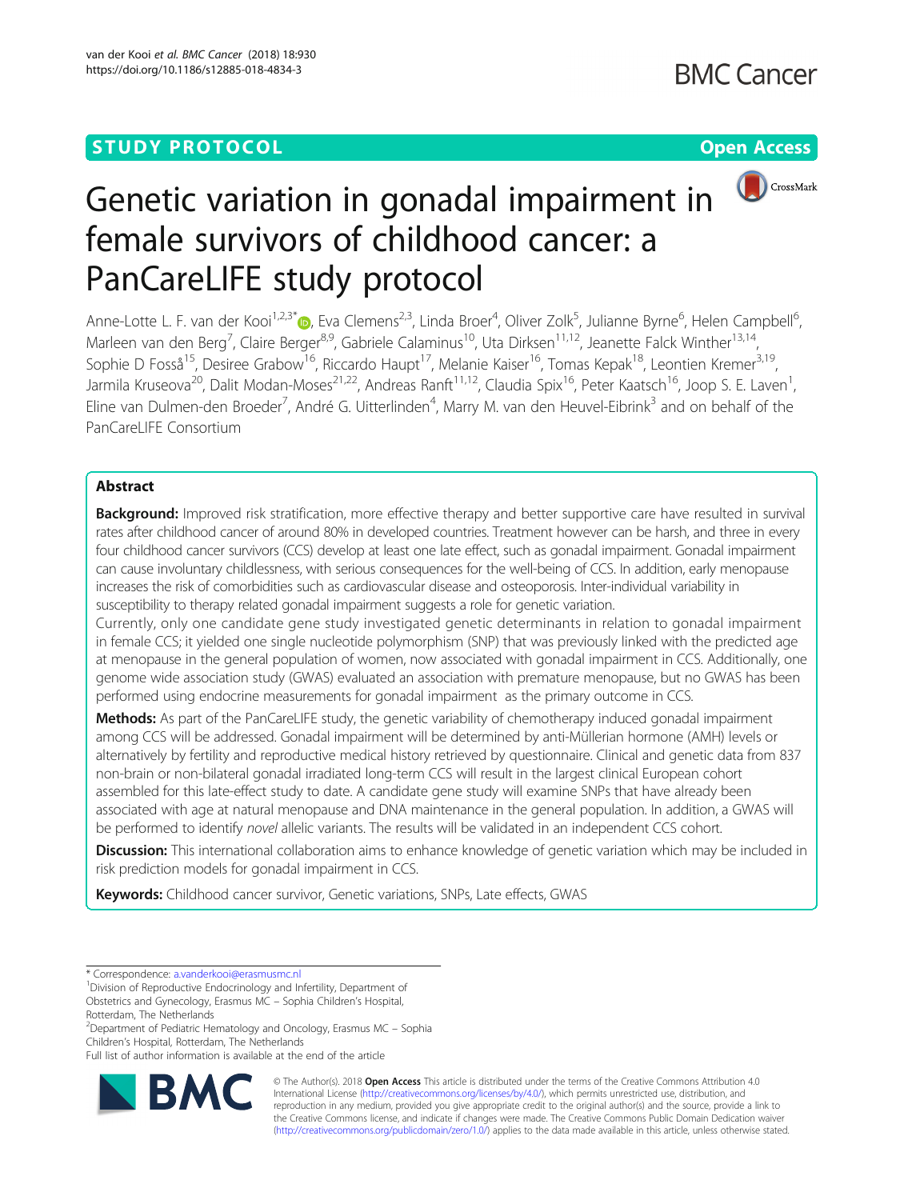STUDY PROTOCOL

Open Access

# Genetic variation in gonadal impairment in female survivors of childhood cancer: a PanCareLIFE study protocol

Anne-Lotte L. F. van der Kooi[1,2,3*], Eva Clemens[2,3], Linda Broer[4], Oliver Zolk[5], Julianne Byrne[6], Helen Campbell[6], Marleen van den Berg[7], Claire Berger[8,9], Gabriele Calaminus[10], Uta Dirksen[11,12], Jeanette Falck Winther[13,14], Sophie D Fosså[15], Desiree Grabow[16], Riccardo Haupt[17], Melanie Kaiser[16], Tomas Kepak[18], Leontien Kremer[3,19], Jarmila Kruseova[20], Dalit Modan-Moses[21,22], Andreas Ranft[11,12], Claudia Spix[16], Peter Kaatsch[16], Joop S. E. Laven[1], Eline van Dulmen-den Broeder[7], André G. Uitterlinden[4], Marry M. van den Heuvel-Eibrink[3] and on behalf of the PanCareLIFE Consortium

## Abstract

**Background:** Improved risk stratification, more effective therapy and better supportive care have resulted in survival rates after childhood cancer of around 80% in developed countries. Treatment however can be harsh, and three in every four childhood cancer survivors (CCS) develop at least one late effect, such as gonadal impairment. Gonadal impairment can cause involuntary childlessness, with serious consequences for the well-being of CCS. In addition, early menopause increases the risk of comorbidities such as cardiovascular disease and osteoporosis. Inter-individual variability in susceptibility to therapy related gonadal impairment suggests a role for genetic variation.

Currently, only one candidate gene study investigated genetic determinants in relation to gonadal impairment in female CCS; it yielded one single nucleotide polymorphism (SNP) that was previously linked with the predicted age at menopause in the general population of women, now associated with gonadal impairment in CCS. Additionally, one genome wide association study (GWAS) evaluated an association with premature menopause, but no GWAS has been performed using endocrine measurements for gonadal impairment as the primary outcome in CCS.

**Methods:** As part of the PanCareLIFE study, the genetic variability of chemotherapy induced gonadal impairment among CCS will be addressed. Gonadal impairment will be determined by anti-Müllerian hormone (AMH) levels or alternatively by fertility and reproductive medical history retrieved by questionnaire. Clinical and genetic data from 837 non-brain or non-bilateral gonadal irradiated long-term CCS will result in the largest clinical European cohort assembled for this late-effect study to date. A candidate gene study will examine SNPs that have already been associated with age at natural menopause and DNA maintenance in the general population. In addition, a GWAS will be performed to identify *novel* allelic variants. The results will be validated in an independent CCS cohort.

**Discussion:** This international collaboration aims to enhance knowledge of genetic variation which may be included in risk prediction models for gonadal impairment in CCS.

**Keywords:** Childhood cancer survivor, Genetic variations, SNPs, Late effects, GWAS

---

* Correspondence: a.vanderkooi@erasmusmc.nl

[1]Division of Reproductive Endocrinology and Infertility, Department of Obstetrics and Gynecology, Erasmus MC – Sophia Children's Hospital, Rotterdam, The Netherlands

[2]Department of Pediatric Hematology and Oncology, Erasmus MC – Sophia Children's Hospital, Rotterdam, The Netherlands

Full list of author information is available at the end of the article

© The Author(s). 2018 **Open Access** This article is distributed under the terms of the Creative Commons Attribution 4.0 International License (http://creativecommons.org/licenses/by/4.0/), which permits unrestricted use, distribution, and reproduction in any medium, provided you give appropriate credit to the original author(s) and the source, provide a link to the Creative Commons license, and indicate if changes were made. The Creative Commons Public Domain Dedication waiver (http://creativecommons.org/publicdomain/zero/1.0/) applies to the data made available in this article, unless otherwise stated.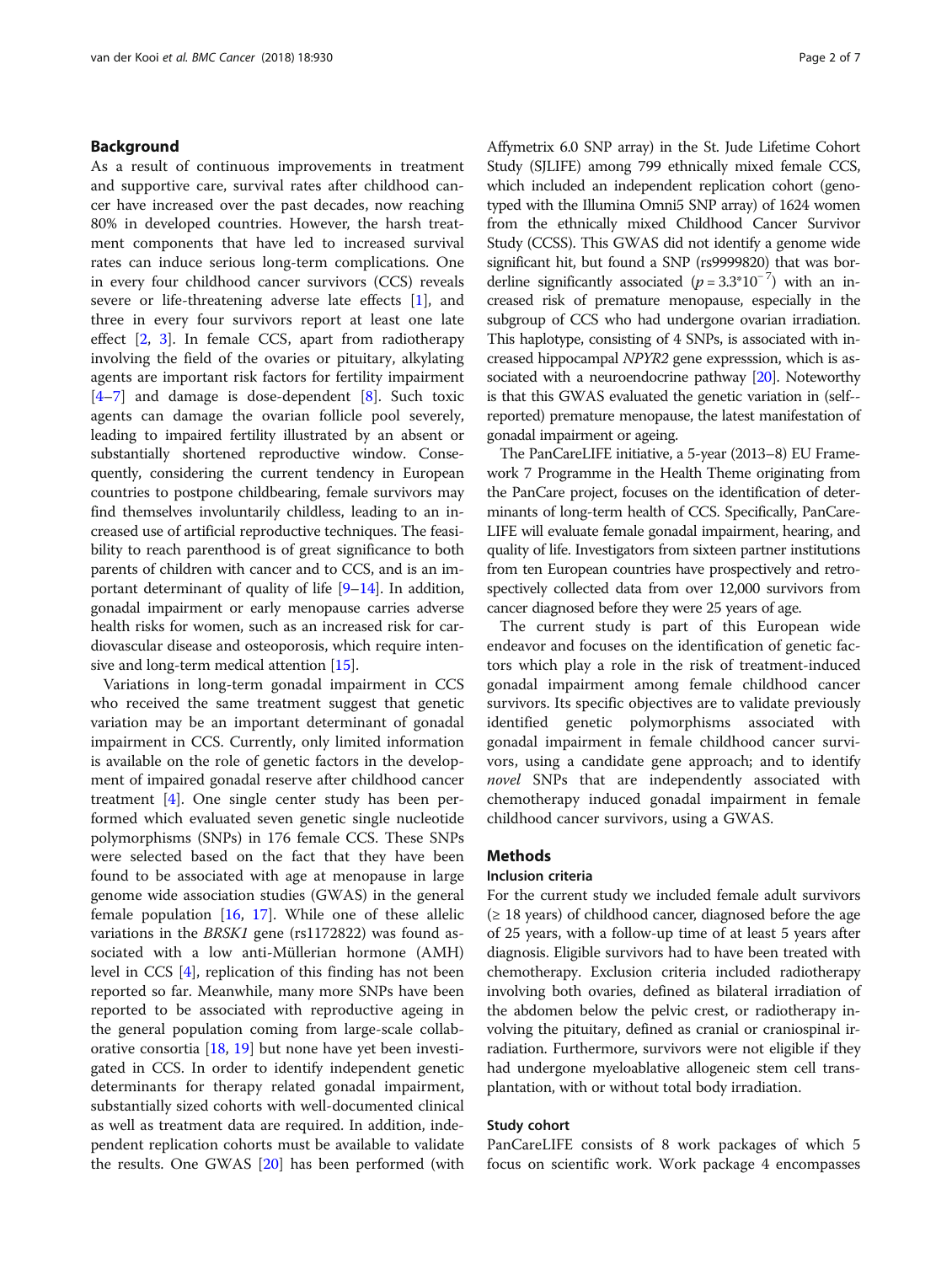## Background

As a result of continuous improvements in treatment and supportive care, survival rates after childhood cancer have increased over the past decades, now reaching 80% in developed countries. However, the harsh treatment components that have led to increased survival rates can induce serious long-term complications. One in every four childhood cancer survivors (CCS) reveals severe or life-threatening adverse late effects [1], and three in every four survivors report at least one late effect [2, 3]. In female CCS, apart from radiotherapy involving the field of the ovaries or pituitary, alkylating agents are important risk factors for fertility impairment [4–7] and damage is dose-dependent [8]. Such toxic agents can damage the ovarian follicle pool severely, leading to impaired fertility illustrated by an absent or substantially shortened reproductive window. Consequently, considering the current tendency in European countries to postpone childbearing, female survivors may find themselves involuntarily childless, leading to an increased use of artificial reproductive techniques. The feasibility to reach parenthood is of great significance to both parents of children with cancer and to CCS, and is an important determinant of quality of life [9–14]. In addition, gonadal impairment or early menopause carries adverse health risks for women, such as an increased risk for cardiovascular disease and osteoporosis, which require intensive and long-term medical attention [15].

Variations in long-term gonadal impairment in CCS who received the same treatment suggest that genetic variation may be an important determinant of gonadal impairment in CCS. Currently, only limited information is available on the role of genetic factors in the development of impaired gonadal reserve after childhood cancer treatment [4]. One single center study has been performed which evaluated seven genetic single nucleotide polymorphisms (SNPs) in 176 female CCS. These SNPs were selected based on the fact that they have been found to be associated with age at menopause in large genome wide association studies (GWAS) in the general female population [16, 17]. While one of these allelic variations in the *BRSK1* gene (rs1172822) was found associated with a low anti-Müllerian hormone (AMH) level in CCS [4], replication of this finding has not been reported so far. Meanwhile, many more SNPs have been reported to be associated with reproductive ageing in the general population coming from large-scale collaborative consortia [18, 19] but none have yet been investigated in CCS. In order to identify independent genetic determinants for therapy related gonadal impairment, substantially sized cohorts with well-documented clinical as well as treatment data are required. In addition, independent replication cohorts must be available to validate the results. One GWAS [20] has been performed (with Affymetrix 6.0 SNP array) in the St. Jude Lifetime Cohort Study (SJLIFE) among 799 ethnically mixed female CCS, which included an independent replication cohort (genotyped with the Illumina Omni5 SNP array) of 1624 women from the ethnically mixed Childhood Cancer Survivor Study (CCSS). This GWAS did not identify a genome wide significant hit, but found a SNP (rs9999820) that was borderline significantly associated ($p = 3.3*10^{-7}$) with an increased risk of premature menopause, especially in the subgroup of CCS who had undergone ovarian irradiation. This haplotype, consisting of 4 SNPs, is associated with increased hippocampal *NPYR2* gene expresssion, which is associated with a neuroendocrine pathway [20]. Noteworthy is that this GWAS evaluated the genetic variation in (self--reported) premature menopause, the latest manifestation of gonadal impairment or ageing.

The PanCareLIFE initiative, a 5-year (2013–8) EU Framework 7 Programme in the Health Theme originating from the PanCare project, focuses on the identification of determinants of long-term health of CCS. Specifically, PanCareLIFE will evaluate female gonadal impairment, hearing, and quality of life. Investigators from sixteen partner institutions from ten European countries have prospectively and retrospectively collected data from over 12,000 survivors from cancer diagnosed before they were 25 years of age.

The current study is part of this European wide endeavor and focuses on the identification of genetic factors which play a role in the risk of treatment-induced gonadal impairment among female childhood cancer survivors. Its specific objectives are to validate previously identified genetic polymorphisms associated with gonadal impairment in female childhood cancer survivors, using a candidate gene approach; and to identify *novel* SNPs that are independently associated with chemotherapy induced gonadal impairment in female childhood cancer survivors, using a GWAS.

## Methods

### Inclusion criteria

For the current study we included female adult survivors (≥ 18 years) of childhood cancer, diagnosed before the age of 25 years, with a follow-up time of at least 5 years after diagnosis. Eligible survivors had to have been treated with chemotherapy. Exclusion criteria included radiotherapy involving both ovaries, defined as bilateral irradiation of the abdomen below the pelvic crest, or radiotherapy involving the pituitary, defined as cranial or craniospinal irradiation. Furthermore, survivors were not eligible if they had undergone myeloablative allogeneic stem cell transplantation, with or without total body irradiation.

### Study cohort

PanCareLIFE consists of 8 work packages of which 5 focus on scientific work. Work package 4 encompasses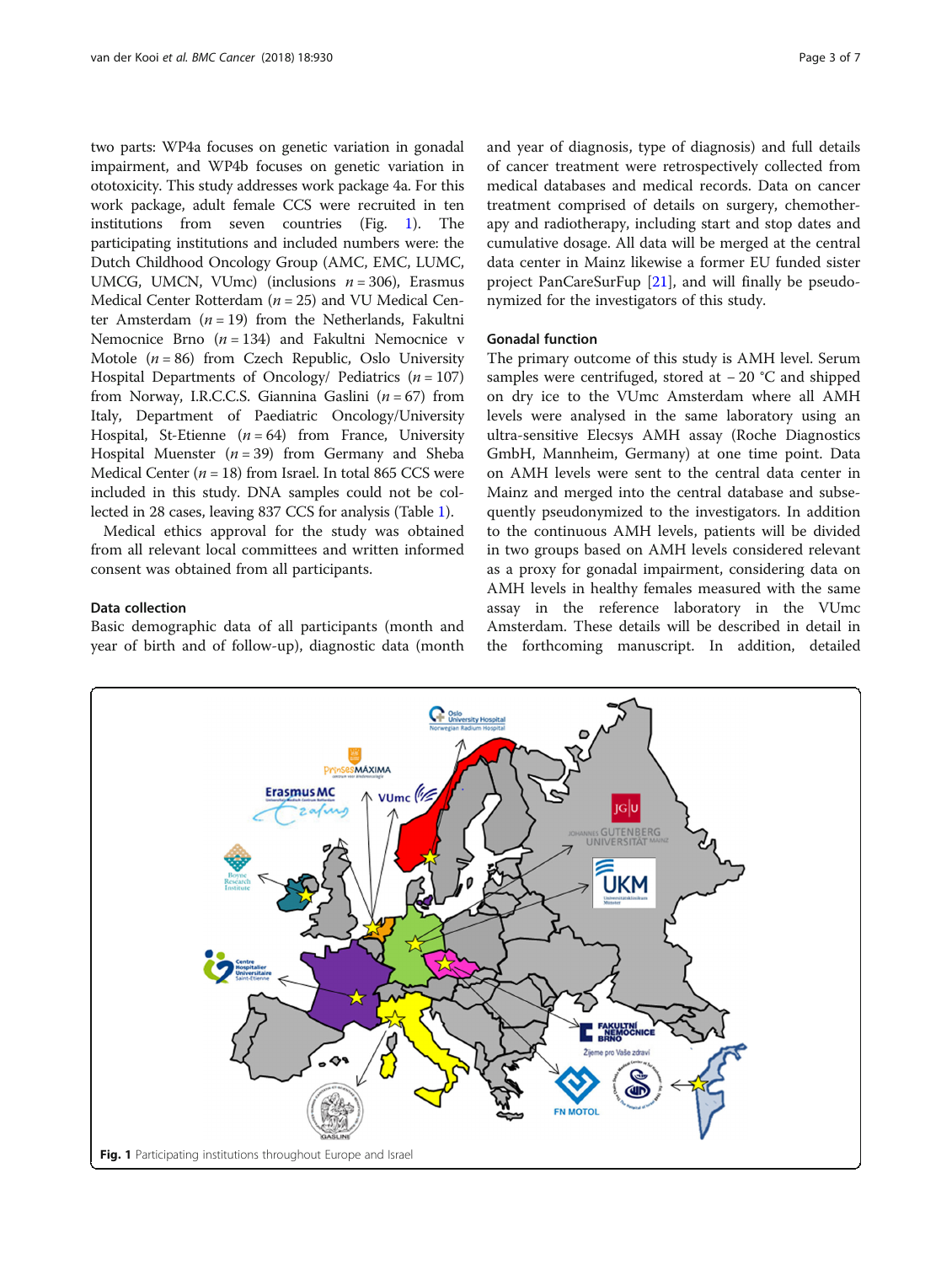two parts: WP4a focuses on genetic variation in gonadal impairment, and WP4b focuses on genetic variation in ototoxicity. This study addresses work package 4a. For this work package, adult female CCS were recruited in ten institutions from seven countries (Fig. 1). The participating institutions and included numbers were: the Dutch Childhood Oncology Group (AMC, EMC, LUMC, UMCG, UMCN, VUmc) (inclusions $n = 306$), Erasmus Medical Center Rotterdam ($n = 25$) and VU Medical Center Amsterdam ($n = 19$) from the Netherlands, Fakultni Nemocnice Brno ($n = 134$) and Fakultni Nemocnice v Motole ($n = 86$) from Czech Republic, Oslo University Hospital Departments of Oncology/ Pediatrics ($n = 107$) from Norway, I.R.C.C.S. Giannina Gaslini ($n = 67$) from Italy, Department of Paediatric Oncology/University Hospital, St-Etienne ($n = 64$) from France, University Hospital Muenster ($n = 39$) from Germany and Sheba Medical Center ($n = 18$) from Israel. In total 865 CCS were included in this study. DNA samples could not be collected in 28 cases, leaving 837 CCS for analysis (Table 1).

Medical ethics approval for the study was obtained from all relevant local committees and written informed consent was obtained from all participants.

### Data collection

Basic demographic data of all participants (month and year of birth and of follow-up), diagnostic data (month and year of diagnosis, type of diagnosis) and full details of cancer treatment were retrospectively collected from medical databases and medical records. Data on cancer treatment comprised of details on surgery, chemotherapy and radiotherapy, including start and stop dates and cumulative dosage. All data will be merged at the central data center in Mainz likewise a former EU funded sister project PanCareSurFup [21], and will finally be pseudonymized for the investigators of this study.

### Gonadal function

The primary outcome of this study is AMH level. Serum samples were centrifuged, stored at − 20 °C and shipped on dry ice to the VUmc Amsterdam where all AMH levels were analysed in the same laboratory using an ultra-sensitive Elecsys AMH assay (Roche Diagnostics GmbH, Mannheim, Germany) at one time point. Data on AMH levels were sent to the central data center in Mainz and merged into the central database and subsequently pseudonymized to the investigators. In addition to the continuous AMH levels, patients will be divided in two groups based on AMH levels considered relevant as a proxy for gonadal impairment, considering data on AMH levels in healthy females measured with the same assay in the reference laboratory in the VUmc Amsterdam. These details will be described in detail in the forthcoming manuscript. In addition, detailed

**Fig. 1** Participating institutions throughout Europe and Israel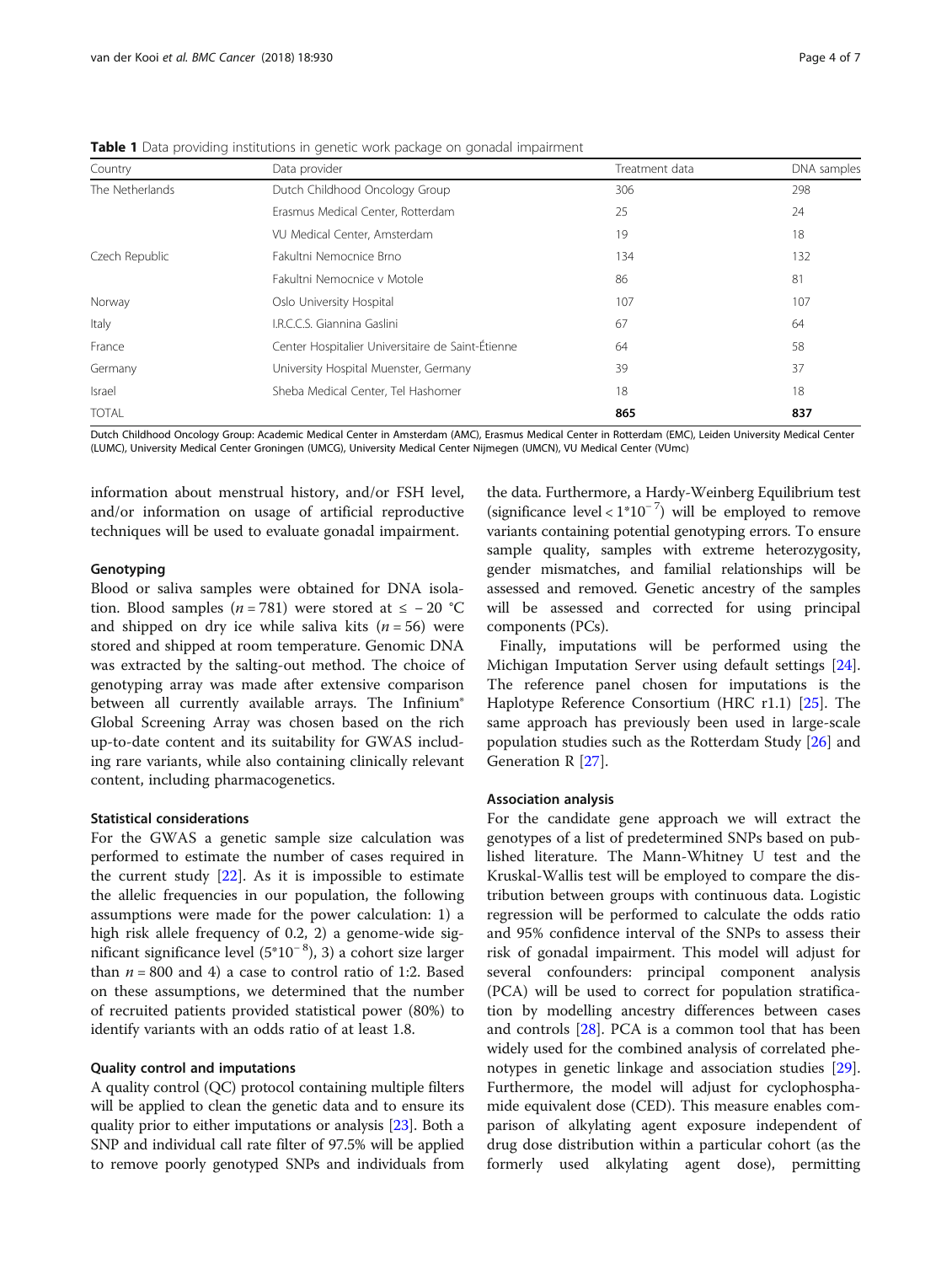**Table 1** Data providing institutions in genetic work package on gonadal impairment

| Country | Data provider | Treatment data | DNA samples |
|---|---|---|---|
| The Netherlands | Dutch Childhood Oncology Group | 306 | 298 |
| | Erasmus Medical Center, Rotterdam | 25 | 24 |
| | VU Medical Center, Amsterdam | 19 | 18 |
| Czech Republic | Fakultni Nemocnice Brno | 134 | 132 |
| | Fakultni Nemocnice v Motole | 86 | 81 |
| Norway | Oslo University Hospital | 107 | 107 |
| Italy | I.R.C.C.S. Giannina Gaslini | 67 | 64 |
| France | Center Hospitalier Universitaire de Saint-Étienne | 64 | 58 |
| Germany | University Hospital Muenster, Germany | 39 | 37 |
| Israel | Sheba Medical Center, Tel Hashomer | 18 | 18 |
| TOTAL | | **865** | **837** |

Dutch Childhood Oncology Group: Academic Medical Center in Amsterdam (AMC), Erasmus Medical Center in Rotterdam (EMC), Leiden University Medical Center (LUMC), University Medical Center Groningen (UMCG), University Medical Center Nijmegen (UMCN), VU Medical Center (VUmc)

information about menstrual history, and/or FSH level, and/or information on usage of artificial reproductive techniques will be used to evaluate gonadal impairment.

### Genotyping

Blood or saliva samples were obtained for DNA isolation. Blood samples ($n = 781$) were stored at $\leq -20$ °C and shipped on dry ice while saliva kits ($n = 56$) were stored and shipped at room temperature. Genomic DNA was extracted by the salting-out method. The choice of genotyping array was made after extensive comparison between all currently available arrays. The Infinium® Global Screening Array was chosen based on the rich up-to-date content and its suitability for GWAS including rare variants, while also containing clinically relevant content, including pharmacogenetics.

### Statistical considerations

For the GWAS a genetic sample size calculation was performed to estimate the number of cases required in the current study [22]. As it is impossible to estimate the allelic frequencies in our population, the following assumptions were made for the power calculation: 1) a high risk allele frequency of 0.2, 2) a genome-wide significant significance level ($5^{*}10^{-8}$), 3) a cohort size larger than $n = 800$ and 4) a case to control ratio of 1:2. Based on these assumptions, we determined that the number of recruited patients provided statistical power (80%) to identify variants with an odds ratio of at least 1.8.

### Quality control and imputations

A quality control (QC) protocol containing multiple filters will be applied to clean the genetic data and to ensure its quality prior to either imputations or analysis [23]. Both a SNP and individual call rate filter of 97.5% will be applied to remove poorly genotyped SNPs and individuals from the data. Furthermore, a Hardy-Weinberg Equilibrium test (significance level $< 1^{*}10^{-7}$) will be employed to remove variants containing potential genotyping errors. To ensure sample quality, samples with extreme heterozygosity, gender mismatches, and familial relationships will be assessed and removed. Genetic ancestry of the samples will be assessed and corrected for using principal components (PCs).

Finally, imputations will be performed using the Michigan Imputation Server using default settings [24]. The reference panel chosen for imputations is the Haplotype Reference Consortium (HRC r1.1) [25]. The same approach has previously been used in large-scale population studies such as the Rotterdam Study [26] and Generation R [27].

### Association analysis

For the candidate gene approach we will extract the genotypes of a list of predetermined SNPs based on published literature. The Mann-Whitney U test and the Kruskal-Wallis test will be employed to compare the distribution between groups with continuous data. Logistic regression will be performed to calculate the odds ratio and 95% confidence interval of the SNPs to assess their risk of gonadal impairment. This model will adjust for several confounders: principal component analysis (PCA) will be used to correct for population stratification by modelling ancestry differences between cases and controls [28]. PCA is a common tool that has been widely used for the combined analysis of correlated phenotypes in genetic linkage and association studies [29]. Furthermore, the model will adjust for cyclophosphamide equivalent dose (CED). This measure enables comparison of alkylating agent exposure independent of drug dose distribution within a particular cohort (as the formerly used alkylating agent dose), permitting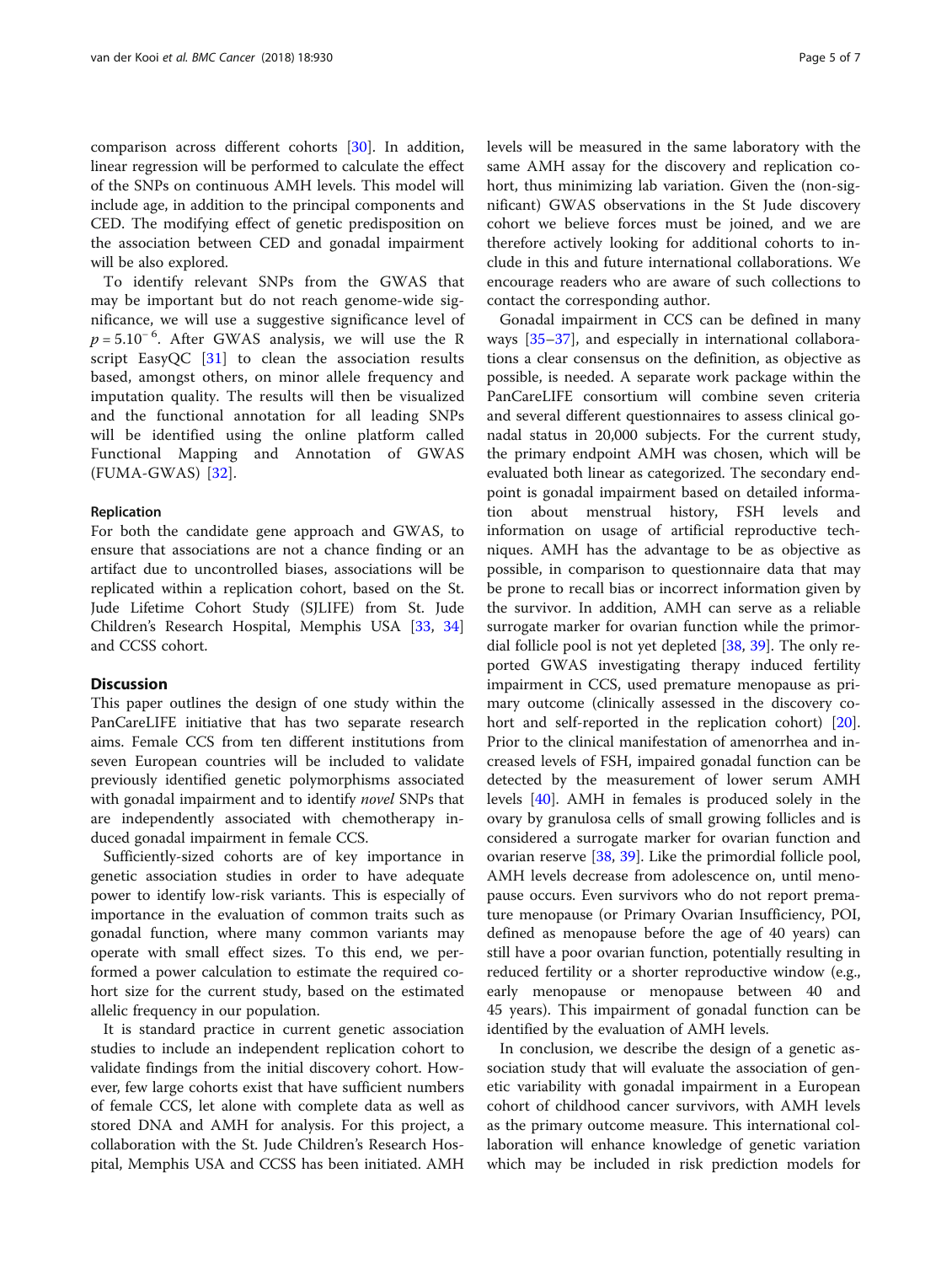comparison across different cohorts [30]. In addition, linear regression will be performed to calculate the effect of the SNPs on continuous AMH levels. This model will include age, in addition to the principal components and CED. The modifying effect of genetic predisposition on the association between CED and gonadal impairment will be also explored.

To identify relevant SNPs from the GWAS that may be important but do not reach genome-wide significance, we will use a suggestive significance level of $p = 5.10^{-6}$. After GWAS analysis, we will use the R script EasyQC [31] to clean the association results based, amongst others, on minor allele frequency and imputation quality. The results will then be visualized and the functional annotation for all leading SNPs will be identified using the online platform called Functional Mapping and Annotation of GWAS (FUMA-GWAS) [32].

### Replication

For both the candidate gene approach and GWAS, to ensure that associations are not a chance finding or an artifact due to uncontrolled biases, associations will be replicated within a replication cohort, based on the St. Jude Lifetime Cohort Study (SJLIFE) from St. Jude Children's Research Hospital, Memphis USA [33, 34] and CCSS cohort.

## Discussion

This paper outlines the design of one study within the PanCareLIFE initiative that has two separate research aims. Female CCS from ten different institutions from seven European countries will be included to validate previously identified genetic polymorphisms associated with gonadal impairment and to identify *novel* SNPs that are independently associated with chemotherapy induced gonadal impairment in female CCS.

Sufficiently-sized cohorts are of key importance in genetic association studies in order to have adequate power to identify low-risk variants. This is especially of importance in the evaluation of common traits such as gonadal function, where many common variants may operate with small effect sizes. To this end, we performed a power calculation to estimate the required cohort size for the current study, based on the estimated allelic frequency in our population.

It is standard practice in current genetic association studies to include an independent replication cohort to validate findings from the initial discovery cohort. However, few large cohorts exist that have sufficient numbers of female CCS, let alone with complete data as well as stored DNA and AMH for analysis. For this project, a collaboration with the St. Jude Children's Research Hospital, Memphis USA and CCSS has been initiated. AMH levels will be measured in the same laboratory with the same AMH assay for the discovery and replication cohort, thus minimizing lab variation. Given the (non-significant) GWAS observations in the St Jude discovery cohort we believe forces must be joined, and we are therefore actively looking for additional cohorts to include in this and future international collaborations. We encourage readers who are aware of such collections to contact the corresponding author.

Gonadal impairment in CCS can be defined in many ways [35–37], and especially in international collaborations a clear consensus on the definition, as objective as possible, is needed. A separate work package within the PanCareLIFE consortium will combine seven criteria and several different questionnaires to assess clinical gonadal status in 20,000 subjects. For the current study, the primary endpoint AMH was chosen, which will be evaluated both linear as categorized. The secondary endpoint is gonadal impairment based on detailed information about menstrual history, FSH levels and information on usage of artificial reproductive techniques. AMH has the advantage to be as objective as possible, in comparison to questionnaire data that may be prone to recall bias or incorrect information given by the survivor. In addition, AMH can serve as a reliable surrogate marker for ovarian function while the primordial follicle pool is not yet depleted [38, 39]. The only reported GWAS investigating therapy induced fertility impairment in CCS, used premature menopause as primary outcome (clinically assessed in the discovery cohort and self-reported in the replication cohort) [20]. Prior to the clinical manifestation of amenorrhea and increased levels of FSH, impaired gonadal function can be detected by the measurement of lower serum AMH levels [40]. AMH in females is produced solely in the ovary by granulosa cells of small growing follicles and is considered a surrogate marker for ovarian function and ovarian reserve [38, 39]. Like the primordial follicle pool, AMH levels decrease from adolescence on, until menopause occurs. Even survivors who do not report premature menopause (or Primary Ovarian Insufficiency, POI, defined as menopause before the age of 40 years) can still have a poor ovarian function, potentially resulting in reduced fertility or a shorter reproductive window (e.g., early menopause or menopause between 40 and 45 years). This impairment of gonadal function can be identified by the evaluation of AMH levels.

In conclusion, we describe the design of a genetic association study that will evaluate the association of genetic variability with gonadal impairment in a European cohort of childhood cancer survivors, with AMH levels as the primary outcome measure. This international collaboration will enhance knowledge of genetic variation which may be included in risk prediction models for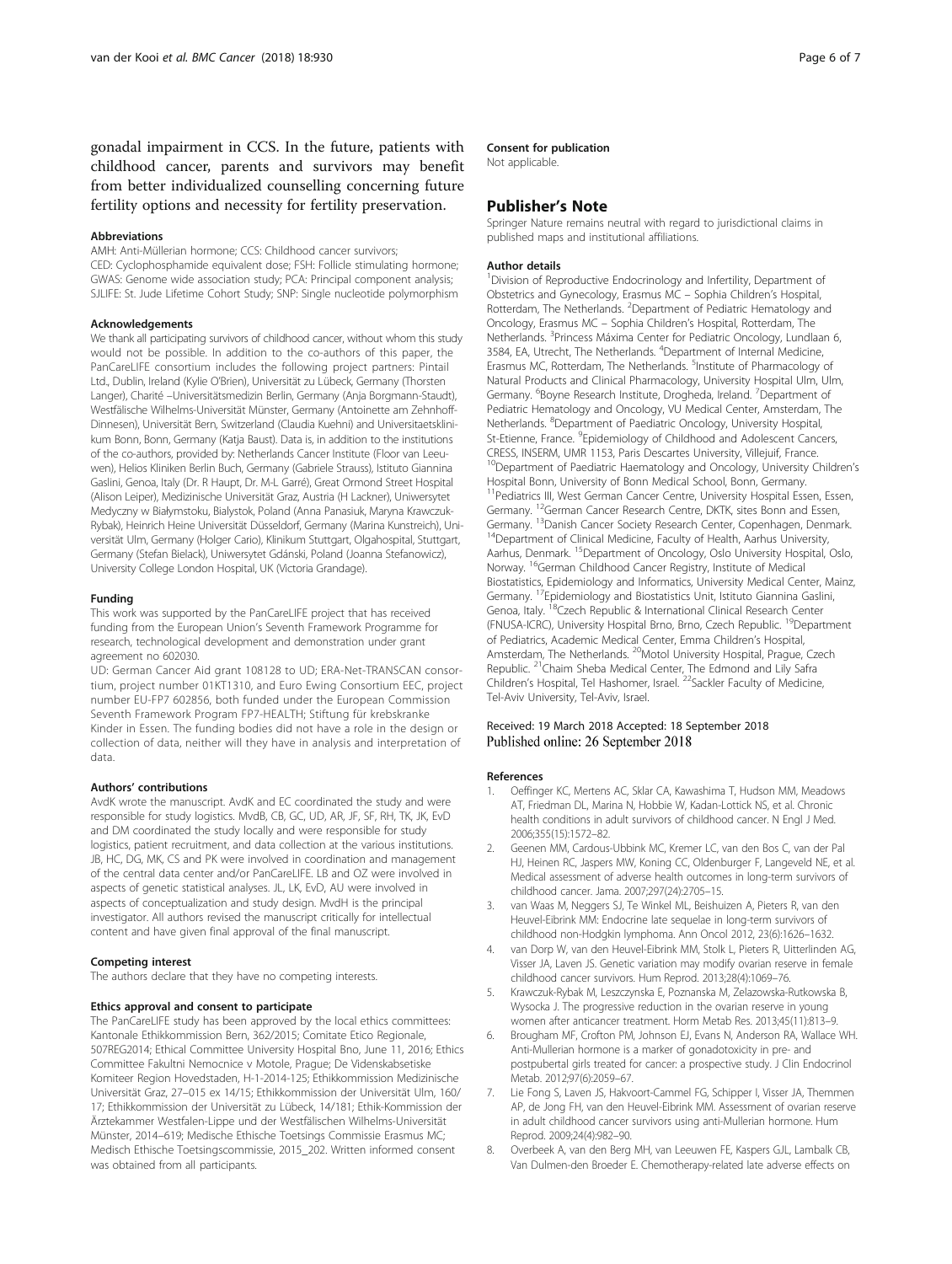gonadal impairment in CCS. In the future, patients with childhood cancer, parents and survivors may benefit from better individualized counselling concerning future fertility options and necessity for fertility preservation.

### Abbreviations

AMH: Anti-Müllerian hormone; CCS: Childhood cancer survivors; CED: Cyclophosphamide equivalent dose; FSH: Follicle stimulating hormone; GWAS: Genome wide association study; PCA: Principal component analysis; SJLIFE: St. Jude Lifetime Cohort Study; SNP: Single nucleotide polymorphism

### Acknowledgements

We thank all participating survivors of childhood cancer, without whom this study would not be possible. In addition to the co-authors of this paper, the PanCareLIFE consortium includes the following project partners: Pintail Ltd., Dublin, Ireland (Kylie O'Brien), Universität zu Lübeck, Germany (Thorsten Langer), Charité –Universitätsmedizin Berlin, Germany (Anja Borgmann-Staudt), Westfälische Wilhelms-Universität Münster, Germany (Antoinette am Zehnhoff-Dinnesen), Universität Bern, Switzerland (Claudia Kuehni) and Universitaetsklinikum Bonn, Bonn, Germany (Katja Baust). Data is, in addition to the institutions of the co-authors, provided by: Netherlands Cancer Institute (Floor van Leeuwen), Helios Kliniken Berlin Buch, Germany (Gabriele Strauss), Istituto Giannina Gaslini, Genoa, Italy (Dr. R Haupt, Dr. M-L Garré), Great Ormond Street Hospital (Alison Leiper), Medizinische Universität Graz, Austria (H Lackner), Uniwersytet Medyczny w Białymstoku, Bialystok, Poland (Anna Panasiuk, Maryna Krawczuk-Rybak), Heinrich Heine Universität Düsseldorf, Germany (Marina Kunstreich), Universität Ulm, Germany (Holger Cario), Klinikum Stuttgart, Olgahospital, Stuttgart, Germany (Stefan Bielack), Uniwersytet Gdánski, Poland (Joanna Stefanowicz), University College London Hospital, UK (Victoria Grandage).

### Funding

This work was supported by the PanCareLIFE project that has received funding from the European Union's Seventh Framework Programme for research, technological development and demonstration under grant agreement no 602030.

UD: German Cancer Aid grant 108128 to UD; ERA-Net-TRANSCAN consortium, project number 01KT1310, and Euro Ewing Consortium EEC, project number EU-FP7 602856, both funded under the European Commission Seventh Framework Program FP7-HEALTH; Stiftung für krebskranke Kinder in Essen. The funding bodies did not have a role in the design or collection of data, neither will they have in analysis and interpretation of data.

### Authors' contributions

AvdK wrote the manuscript. AvdK and EC coordinated the study and were responsible for study logistics. MvdB, CB, GC, UD, AR, JF, SF, RH, TK, JK, EvD and DM coordinated the study locally and were responsible for study logistics, patient recruitment, and data collection at the various institutions. JB, HC, DG, MK, CS and PK were involved in coordination and management of the central data center and/or PanCareLIFE. LB and OZ were involved in aspects of genetic statistical analyses. JL, LK, EvD, AU were involved in aspects of conceptualization and study design. MvdH is the principal investigator. All authors revised the manuscript critically for intellectual content and have given final approval of the final manuscript.

### Competing interest

The authors declare that they have no competing interests.

### Ethics approval and consent to participate

The PanCareLIFE study has been approved by the local ethics committees: Kantonale Ethikkommission Bern, 362/2015; Comitate Etico Regionale, 507REG2014; Ethical Committee University Hospital Bno, June 11, 2016; Ethics Committee Fakultni Nemocnice v Motole, Prague; De Videnskabsetiske Komiteer Region Hovedstaden, H-1-2014-125; Ethikkommission Medizinische Universität Graz, 27–015 ex 14/15; Ethikkommission der Universität Ulm, 160/17; Ethikkommission der Universität zu Lübeck, 14/181; Ethik-Kommission der Ärztekammer Westfalen-Lippe und der Westfälischen Wilhelms-Universität Münster, 2014–619; Medische Ethische Toetsings Commissie Erasmus MC; Medisch Ethische Toetsingscommissie, 2015_202. Written informed consent was obtained from all participants.

### Consent for publication

Not applicable.

## Publisher's Note

Springer Nature remains neutral with regard to jurisdictional claims in published maps and institutional affiliations.

### Author details

[1]Division of Reproductive Endocrinology and Infertility, Department of Obstetrics and Gynecology, Erasmus MC – Sophia Children's Hospital, Rotterdam, The Netherlands. [2]Department of Pediatric Hematology and Oncology, Erasmus MC – Sophia Children's Hospital, Rotterdam, The Netherlands. [3]Princess Máxima Center for Pediatric Oncology, Lundlaan 6, 3584, EA, Utrecht, The Netherlands. [4]Department of Internal Medicine, Erasmus MC, Rotterdam, The Netherlands. [5]Institute of Pharmacology of Natural Products and Clinical Pharmacology, University Hospital Ulm, Ulm, Germany. [6]Boyne Research Institute, Drogheda, Ireland. [7]Department of Pediatric Hematology and Oncology, VU Medical Center, Amsterdam, The Netherlands. [8]Department of Paediatric Oncology, University Hospital, St-Etienne, France. [9]Epidemiology of Childhood and Adolescent Cancers, CRESS, INSERM, UMR 1153, Paris Descartes University, Villejuif, France. [10]Department of Paediatric Haematology and Oncology, University Children's Hospital Bonn, University of Bonn Medical School, Bonn, Germany. [11]Pediatrics III, West German Cancer Centre, University Hospital Essen, Essen, Germany. [12]German Cancer Research Centre, DKTK, sites Bonn and Essen, Germany. [13]Danish Cancer Society Research Center, Copenhagen, Denmark. [14]Department of Clinical Medicine, Faculty of Health, Aarhus University, Aarhus, Denmark. [15]Department of Oncology, Oslo University Hospital, Oslo, Norway. [16]German Childhood Cancer Registry, Institute of Medical Biostatistics, Epidemiology and Informatics, University Medical Center, Mainz, Germany. [17]Epidemiology and Biostatistics Unit, Istituto Giannina Gaslini, Genoa, Italy. [18]Czech Republic & International Clinical Research Center (FNUSA-ICRC), University Hospital Brno, Brno, Czech Republic. [19]Department of Pediatrics, Academic Medical Center, Emma Children's Hospital, Amsterdam, The Netherlands. [20]Motol University Hospital, Prague, Czech Republic. [21]Chaim Sheba Medical Center, The Edmond and Lily Safra Children's Hospital, Tel Hashomer, Israel. [22]Sackler Faculty of Medicine, Tel-Aviv University, Tel-Aviv, Israel.

Received: 19 March 2018 Accepted: 18 September 2018
Published online: 26 September 2018

### References

1. Oeffinger KC, Mertens AC, Sklar CA, Kawashima T, Hudson MM, Meadows AT, Friedman DL, Marina N, Hobbie W, Kadan-Lottick NS, et al. Chronic health conditions in adult survivors of childhood cancer. N Engl J Med. 2006;355(15):1572–82.
2. Geenen MM, Cardous-Ubbink MC, Kremer LC, van den Bos C, van der Pal HJ, Heinen RC, Jaspers MW, Koning CC, Oldenburger F, Langeveld NE, et al. Medical assessment of adverse health outcomes in long-term survivors of childhood cancer. Jama. 2007;297(24):2705–15.
3. van Waas M, Neggers SJ, Te Winkel ML, Beishuizen A, Pieters R, van den Heuvel-Eibrink MM: Endocrine late sequelae in long-term survivors of childhood non-Hodgkin lymphoma. Ann Oncol 2012, 23(6):1626–1632.
4. van Dorp W, van den Heuvel-Eibrink MM, Stolk L, Pieters R, Uitterlinden AG, Visser JA, Laven JS. Genetic variation may modify ovarian reserve in female childhood cancer survivors. Hum Reprod. 2013;28(4):1069–76.
5. Krawczuk-Rybak M, Leszczynska E, Poznanska M, Zelazowska-Rutkowska B, Wysocka J. The progressive reduction in the ovarian reserve in young women after anticancer treatment. Horm Metab Res. 2013;45(11):813–9.
6. Brougham MF, Crofton PM, Johnson EJ, Evans N, Anderson RA, Wallace WH. Anti-Mullerian hormone is a marker of gonadotoxicity in pre- and postpubertal girls treated for cancer: a prospective study. J Clin Endocrinol Metab. 2012;97(6):2059–67.
7. Lie Fong S, Laven JS, Hakvoort-Cammel FG, Schipper I, Visser JA, Themmen AP, de Jong FH, van den Heuvel-Eibrink MM. Assessment of ovarian reserve in adult childhood cancer survivors using anti-Mullerian hormone. Hum Reprod. 2009;24(4):982–90.
8. Overbeek A, van den Berg MH, van Leeuwen FE, Kaspers GJL, Lambalk CB, Van Dulmen-den Broeder E. Chemotherapy-related late adverse effects on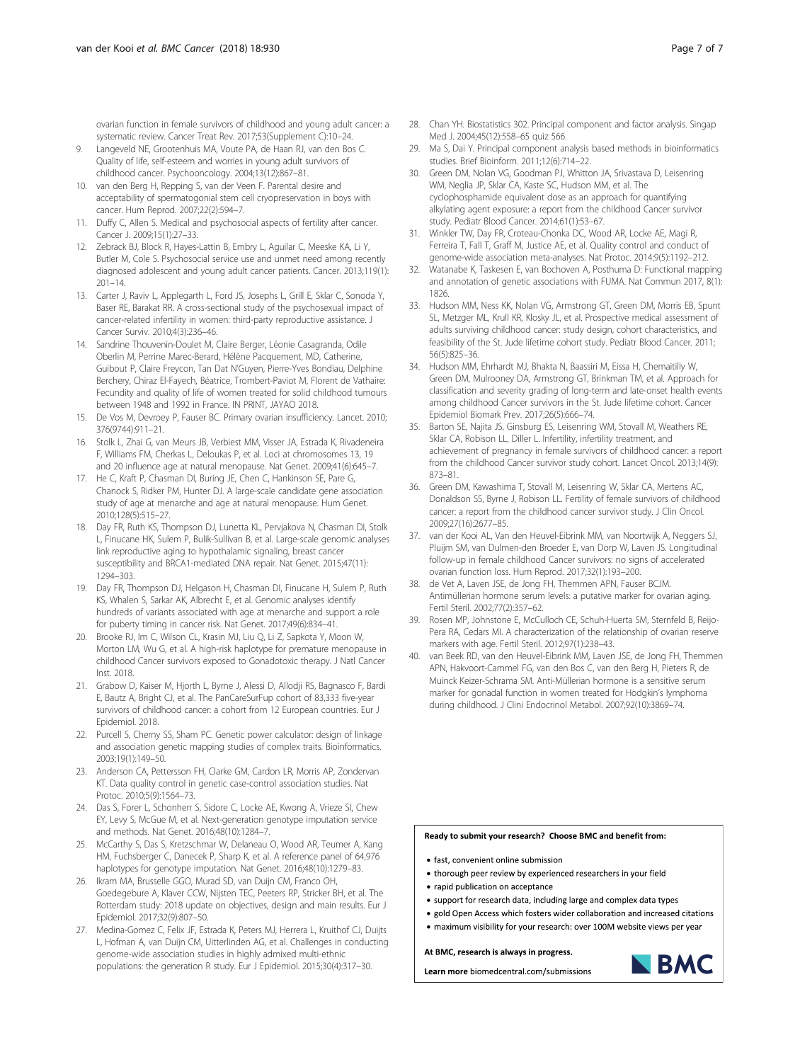ovarian function in female survivors of childhood and young adult cancer: a systematic review. Cancer Treat Rev. 2017;53(Supplement C):10–24.

9. Langeveld NE, Grootenhuis MA, Voute PA, de Haan RJ, van den Bos C. Quality of life, self-esteem and worries in young adult survivors of childhood cancer. Psychooncology. 2004;13(12):867–81.
10. van den Berg H, Repping S, van der Veen F. Parental desire and acceptability of spermatogonial stem cell cryopreservation in boys with cancer. Hum Reprod. 2007;22(2):594–7.
11. Duffy C, Allen S. Medical and psychosocial aspects of fertility after cancer. Cancer J. 2009;15(1):27–33.
12. Zebrack BJ, Block R, Hayes-Lattin B, Embry L, Aguilar C, Meeske KA, Li Y, Butler M, Cole S. Psychosocial service use and unmet need among recently diagnosed adolescent and young adult cancer patients. Cancer. 2013;119(1): 201–14.
13. Carter J, Raviv L, Applegarth L, Ford JS, Josephs L, Grill E, Sklar C, Sonoda Y, Baser RE, Barakat RR. A cross-sectional study of the psychosexual impact of cancer-related infertility in women: third-party reproductive assistance. J Cancer Surviv. 2010;4(3):236–46.
14. Sandrine Thouvenin-Doulet M, Claire Berger, Léonie Casagranda, Odile Oberlin M, Perrine Marec-Berard, Hélène Pacquement, MD, Catherine, Guibout P, Claire Freycon, Tan Dat N'Guyen, Pierre-Yves Bondiau, Delphine Berchery, Chiraz El-Fayech, Béatrice, Trombert-Paviot M, Florent de Vathaire: Fecundity and quality of life of women treated for solid childhood tumours between 1948 and 1992 in France. IN PRINT, JAYAO 2018.
15. De Vos M, Devroey P, Fauser BC. Primary ovarian insufficiency. Lancet. 2010; 376(9744):911–21.
16. Stolk L, Zhai G, van Meurs JB, Verbiest MM, Visser JA, Estrada K, Rivadeneira F, Williams FM, Cherkas L, Deloukas P, et al. Loci at chromosomes 13, 19 and 20 influence age at natural menopause. Nat Genet. 2009;41(6):645–7.
17. He C, Kraft P, Chasman DI, Buring JE, Chen C, Hankinson SE, Pare G, Chanock S, Ridker PM, Hunter DJ. A large-scale candidate gene association study of age at menarche and age at natural menopause. Hum Genet. 2010;128(5):515–27.
18. Day FR, Ruth KS, Thompson DJ, Lunetta KL, Pervjakova N, Chasman DI, Stolk L, Finucane HK, Sulem P, Bulik-Sullivan B, et al. Large-scale genomic analyses link reproductive aging to hypothalamic signaling, breast cancer susceptibility and BRCA1-mediated DNA repair. Nat Genet. 2015;47(11): 1294–303.
19. Day FR, Thompson DJ, Helgason H, Chasman DI, Finucane H, Sulem P, Ruth KS, Whalen S, Sarkar AK, Albrecht E, et al. Genomic analyses identify hundreds of variants associated with age at menarche and support a role for puberty timing in cancer risk. Nat Genet. 2017;49(6):834–41.
20. Brooke RJ, Im C, Wilson CL, Krasin MJ, Liu Q, Li Z, Sapkota Y, Moon W, Morton LM, Wu G, et al. A high-risk haplotype for premature menopause in childhood Cancer survivors exposed to Gonadotoxic therapy. J Natl Cancer Inst. 2018.
21. Grabow D, Kaiser M, Hjorth L, Byrne J, Alessi D, Allodji RS, Bagnasco F, Bardi E, Bautz A, Bright CJ, et al. The PanCareSurFup cohort of 83,333 five-year survivors of childhood cancer: a cohort from 12 European countries. Eur J Epidemiol. 2018.
22. Purcell S, Cherny SS, Sham PC. Genetic power calculator: design of linkage and association genetic mapping studies of complex traits. Bioinformatics. 2003;19(1):149–50.
23. Anderson CA, Pettersson FH, Clarke GM, Cardon LR, Morris AP, Zondervan KT. Data quality control in genetic case-control association studies. Nat Protoc. 2010;5(9):1564–73.
24. Das S, Forer L, Schonherr S, Sidore C, Locke AE, Kwong A, Vrieze SI, Chew EY, Levy S, McGue M, et al. Next-generation genotype imputation service and methods. Nat Genet. 2016;48(10):1284–7.
25. McCarthy S, Das S, Kretzschmar W, Delaneau O, Wood AR, Teumer A, Kang HM, Fuchsberger C, Danecek P, Sharp K, et al. A reference panel of 64,976 haplotypes for genotype imputation. Nat Genet. 2016;48(10):1279–83.
26. Ikram MA, Brusselle GGO, Murad SD, van Duijn CM, Franco OH, Goedegebure A, Klaver CCW, Nijsten TEC, Peeters RP, Stricker BH, et al. The Rotterdam study: 2018 update on objectives, design and main results. Eur J Epidemiol. 2017;32(9):807–50.
27. Medina-Gomez C, Felix JF, Estrada K, Peters MJ, Herrera L, Kruithof CJ, Duijts L, Hofman A, van Duijn CM, Uitterlinden AG, et al. Challenges in conducting genome-wide association studies in highly admixed multi-ethnic populations: the generation R study. Eur J Epidemiol. 2015;30(4):317–30.
28. Chan YH. Biostatistics 302. Principal component and factor analysis. Singap Med J. 2004;45(12):558–65 quiz 566.
29. Ma S, Dai Y. Principal component analysis based methods in bioinformatics studies. Brief Bioinform. 2011;12(6):714–22.
30. Green DM, Nolan VG, Goodman PJ, Whitton JA, Srivastava D, Leisenring WM, Neglia JP, Sklar CA, Kaste SC, Hudson MM, et al. The cyclophosphamide equivalent dose as an approach for quantifying alkylating agent exposure: a report from the childhood Cancer survivor study. Pediatr Blood Cancer. 2014;61(1):53–67.
31. Winkler TW, Day FR, Croteau-Chonka DC, Wood AR, Locke AE, Magi R, Ferreira T, Fall T, Graff M, Justice AE, et al. Quality control and conduct of genome-wide association meta-analyses. Nat Protoc. 2014;9(5):1192–212.
32. Watanabe K, Taskesen E, van Bochoven A, Posthuma D: Functional mapping and annotation of genetic associations with FUMA. Nat Commun 2017, 8(1): 1826.
33. Hudson MM, Ness KK, Nolan VG, Armstrong GT, Green DM, Morris EB, Spunt SL, Metzger ML, Krull KR, Klosky JL, et al. Prospective medical assessment of adults surviving childhood cancer: study design, cohort characteristics, and feasibility of the St. Jude lifetime cohort study. Pediatr Blood Cancer. 2011; 56(5):825–36.
34. Hudson MM, Ehrhardt MJ, Bhakta N, Baassiri M, Eissa H, Chemaitilly W, Green DM, Mulrooney DA, Armstrong GT, Brinkman TM, et al. Approach for classification and severity grading of long-term and late-onset health events among childhood Cancer survivors in the St. Jude lifetime cohort. Cancer Epidemiol Biomark Prev. 2017;26(5):666–74.
35. Barton SE, Najita JS, Ginsburg ES, Leisenring WM, Stovall M, Weathers RE, Sklar CA, Robison LL, Diller L. Infertility, infertility treatment, and achievement of pregnancy in female survivors of childhood cancer: a report from the childhood Cancer survivor study cohort. Lancet Oncol. 2013;14(9): 873–81.
36. Green DM, Kawashima T, Stovall M, Leisenring W, Sklar CA, Mertens AC, Donaldson SS, Byrne J, Robison LL. Fertility of female survivors of childhood cancer: a report from the childhood cancer survivor study. J Clin Oncol. 2009;27(16):2677–85.
37. van der Kooi AL, Van den Heuvel-Eibrink MM, van Noortwijk A, Neggers SJ, Pluijm SM, van Dulmen-den Broeder E, van Dorp W, Laven JS. Longitudinal follow-up in female childhood Cancer survivors: no signs of accelerated ovarian function loss. Hum Reprod. 2017;32(1):193–200.
38. de Vet A, Laven JSE, de Jong FH, Themmen APN, Fauser BCJM. Antimüllerian hormone serum levels: a putative marker for ovarian aging. Fertil Steril. 2002;77(2):357–62.
39. Rosen MP, Johnstone E, McCulloch CE, Schuh-Huerta SM, Sternfeld B, Reijo-Pera RA, Cedars MI. A characterization of the relationship of ovarian reserve markers with age. Fertil Steril. 2012;97(1):238–43.
40. van Beek RD, van den Heuvel-Eibrink MM, Laven JSE, de Jong FH, Themmen APN, Hakvoort-Cammel FG, van den Bos C, van den Berg H, Pieters R, de Muinck Keizer-Schrama SM. Anti-Müllerian hormone is a sensitive serum marker for gonadal function in women treated for Hodgkin's lymphoma during childhood. J Clini Endocrinol Metabol. 2007;92(10):3869–74.

**Ready to submit your research? Choose BMC and benefit from:**

- fast, convenient online submission
- thorough peer review by experienced researchers in your field
- rapid publication on acceptance
- support for research data, including large and complex data types
- gold Open Access which fosters wider collaboration and increased citations
- maximum visibility for your research: over 100M website views per year

**At BMC, research is always in progress.**

**Learn more** biomedcentral.com/submissions